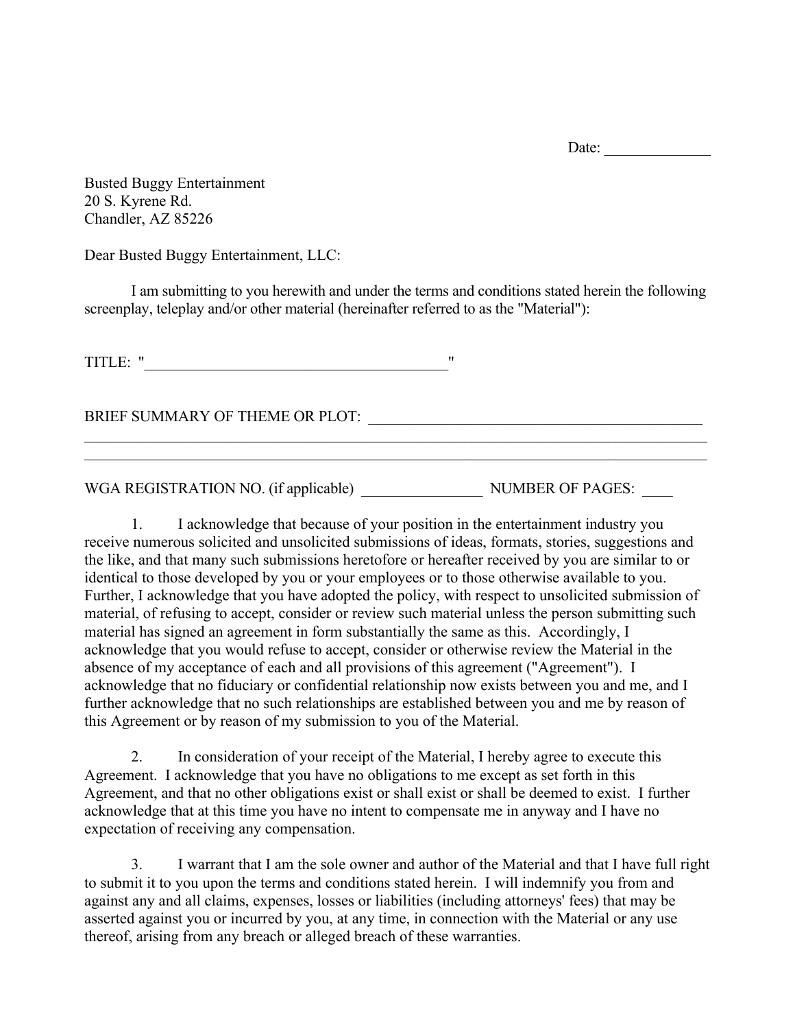Date: ______________

Busted Buggy Entertainment
20 S. Kyrene Rd.
Chandler, AZ 85226

Dear Busted Buggy Entertainment, LLC:

I am submitting to you herewith and under the terms and conditions stated herein the following screenplay, teleplay and/or other material (hereinafter referred to as the "Material"):

TITLE: "________________________________________"

BRIEF SUMMARY OF THEME OR PLOT: _____________________________________________
_________________________________________________________________________________
_________________________________________________________________________________

WGA REGISTRATION NO. (if applicable) ________________ NUMBER OF PAGES: ____

1. I acknowledge that because of your position in the entertainment industry you receive numerous solicited and unsolicited submissions of ideas, formats, stories, suggestions and the like, and that many such submissions heretofore or hereafter received by you are similar to or identical to those developed by you or your employees or to those otherwise available to you. Further, I acknowledge that you have adopted the policy, with respect to unsolicited submission of material, of refusing to accept, consider or review such material unless the person submitting such material has signed an agreement in form substantially the same as this. Accordingly, I acknowledge that you would refuse to accept, consider or otherwise review the Material in the absence of my acceptance of each and all provisions of this agreement ("Agreement"). I acknowledge that no fiduciary or confidential relationship now exists between you and me, and I further acknowledge that no such relationships are established between you and me by reason of this Agreement or by reason of my submission to you of the Material.

2. In consideration of your receipt of the Material, I hereby agree to execute this Agreement. I acknowledge that you have no obligations to me except as set forth in this Agreement, and that no other obligations exist or shall exist or shall be deemed to exist. I further acknowledge that at this time you have no intent to compensate me in anyway and I have no expectation of receiving any compensation.

3. I warrant that I am the sole owner and author of the Material and that I have full right to submit it to you upon the terms and conditions stated herein. I will indemnify you from and against any and all claims, expenses, losses or liabilities (including attorneys' fees) that may be asserted against you or incurred by you, at any time, in connection with the Material or any use thereof, arising from any breach or alleged breach of these warranties.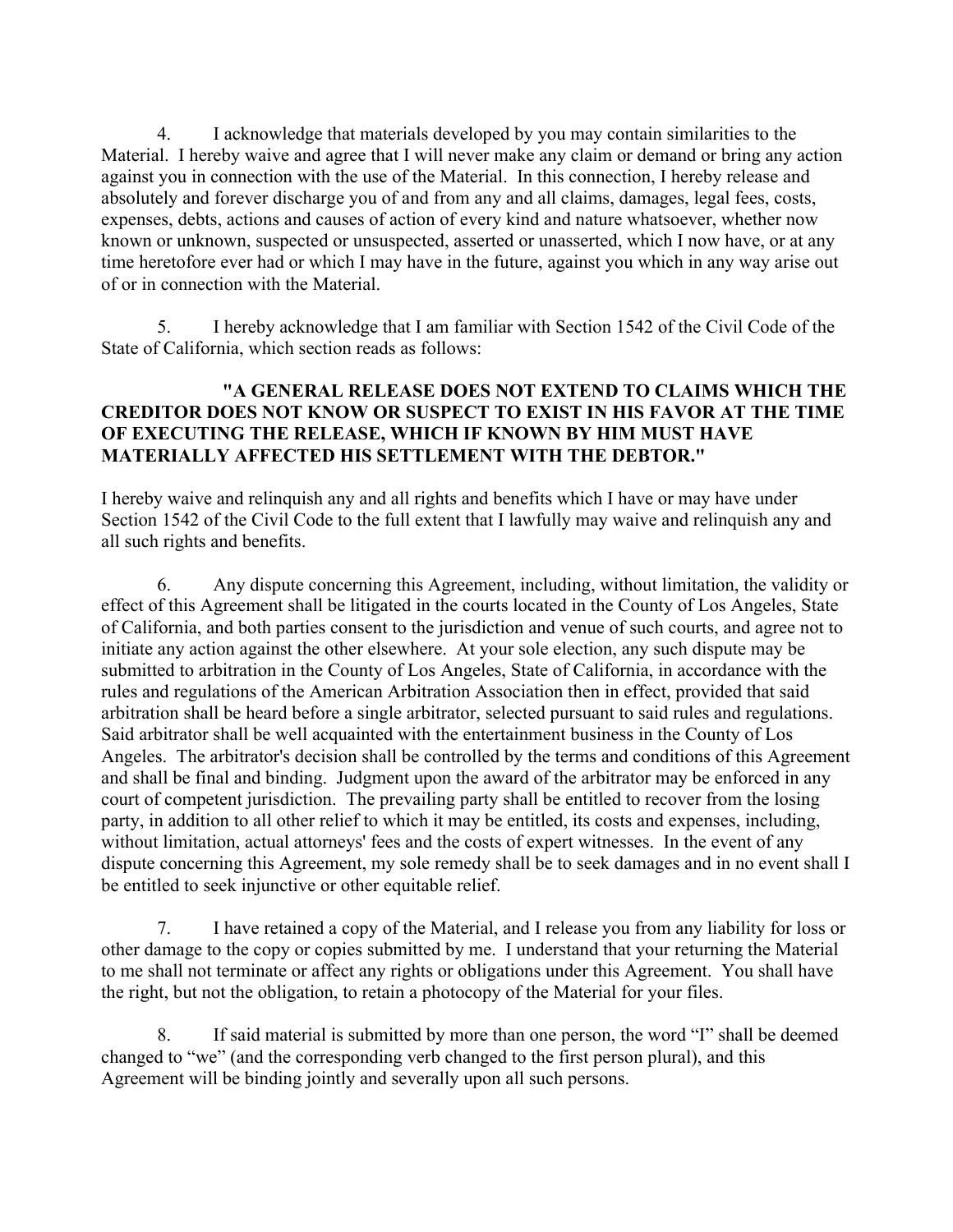4. I acknowledge that materials developed by you may contain similarities to the Material. I hereby waive and agree that I will never make any claim or demand or bring any action against you in connection with the use of the Material. In this connection, I hereby release and absolutely and forever discharge you of and from any and all claims, damages, legal fees, costs, expenses, debts, actions and causes of action of every kind and nature whatsoever, whether now known or unknown, suspected or unsuspected, asserted or unasserted, which I now have, or at any time heretofore ever had or which I may have in the future, against you which in any way arise out of or in connection with the Material.

5. I hereby acknowledge that I am familiar with Section 1542 of the Civil Code of the State of California, which section reads as follows:

> **"A GENERAL RELEASE DOES NOT EXTEND TO CLAIMS WHICH THE CREDITOR DOES NOT KNOW OR SUSPECT TO EXIST IN HIS FAVOR AT THE TIME OF EXECUTING THE RELEASE, WHICH IF KNOWN BY HIM MUST HAVE MATERIALLY AFFECTED HIS SETTLEMENT WITH THE DEBTOR."**

I hereby waive and relinquish any and all rights and benefits which I have or may have under Section 1542 of the Civil Code to the full extent that I lawfully may waive and relinquish any and all such rights and benefits.

6. Any dispute concerning this Agreement, including, without limitation, the validity or effect of this Agreement shall be litigated in the courts located in the County of Los Angeles, State of California, and both parties consent to the jurisdiction and venue of such courts, and agree not to initiate any action against the other elsewhere. At your sole election, any such dispute may be submitted to arbitration in the County of Los Angeles, State of California, in accordance with the rules and regulations of the American Arbitration Association then in effect, provided that said arbitration shall be heard before a single arbitrator, selected pursuant to said rules and regulations. Said arbitrator shall be well acquainted with the entertainment business in the County of Los Angeles. The arbitrator's decision shall be controlled by the terms and conditions of this Agreement and shall be final and binding. Judgment upon the award of the arbitrator may be enforced in any court of competent jurisdiction. The prevailing party shall be entitled to recover from the losing party, in addition to all other relief to which it may be entitled, its costs and expenses, including, without limitation, actual attorneys' fees and the costs of expert witnesses. In the event of any dispute concerning this Agreement, my sole remedy shall be to seek damages and in no event shall I be entitled to seek injunctive or other equitable relief.

7. I have retained a copy of the Material, and I release you from any liability for loss or other damage to the copy or copies submitted by me. I understand that your returning the Material to me shall not terminate or affect any rights or obligations under this Agreement. You shall have the right, but not the obligation, to retain a photocopy of the Material for your files.

8. If said material is submitted by more than one person, the word "I" shall be deemed changed to "we" (and the corresponding verb changed to the first person plural), and this Agreement will be binding jointly and severally upon all such persons.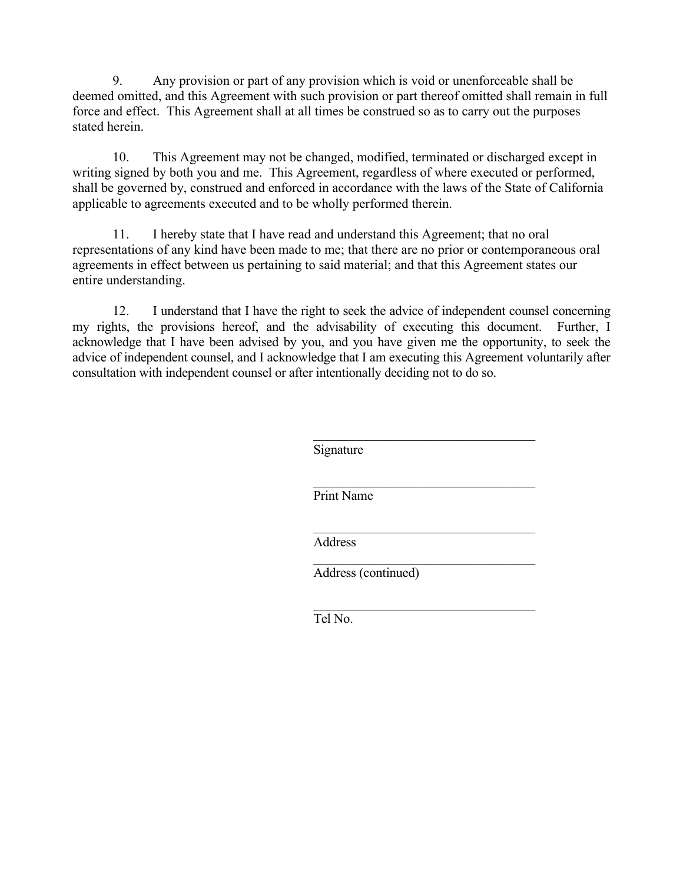9. Any provision or part of any provision which is void or unenforceable shall be deemed omitted, and this Agreement with such provision or part thereof omitted shall remain in full force and effect. This Agreement shall at all times be construed so as to carry out the purposes stated herein.

10. This Agreement may not be changed, modified, terminated or discharged except in writing signed by both you and me. This Agreement, regardless of where executed or performed, shall be governed by, construed and enforced in accordance with the laws of the State of California applicable to agreements executed and to be wholly performed therein.

11. I hereby state that I have read and understand this Agreement; that no oral representations of any kind have been made to me; that there are no prior or contemporaneous oral agreements in effect between us pertaining to said material; and that this Agreement states our entire understanding.

12. I understand that I have the right to seek the advice of independent counsel concerning my rights, the provisions hereof, and the advisability of executing this document. Further, I acknowledge that I have been advised by you, and you have given me the opportunity, to seek the advice of independent counsel, and I acknowledge that I am executing this Agreement voluntarily after consultation with independent counsel or after intentionally deciding not to do so.

\_\_\_\_\_\_\_\_\_\_\_\_\_\_\_\_\_\_\_\_\_\_\_\_\_\_\_\_\_\_\_\_\_\_
Signature

\_\_\_\_\_\_\_\_\_\_\_\_\_\_\_\_\_\_\_\_\_\_\_\_\_\_\_\_\_\_\_\_\_\_
Print Name

\_\_\_\_\_\_\_\_\_\_\_\_\_\_\_\_\_\_\_\_\_\_\_\_\_\_\_\_\_\_\_\_\_\_
Address

\_\_\_\_\_\_\_\_\_\_\_\_\_\_\_\_\_\_\_\_\_\_\_\_\_\_\_\_\_\_\_\_\_\_
Address (continued)

\_\_\_\_\_\_\_\_\_\_\_\_\_\_\_\_\_\_\_\_\_\_\_\_\_\_\_\_\_\_\_\_\_\_
Tel No.